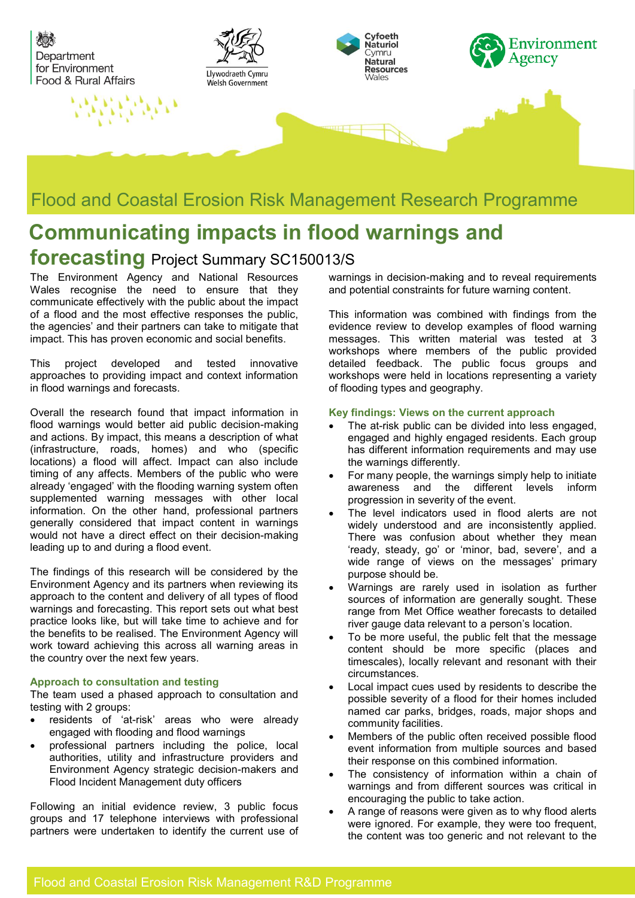Flood and Coastal Erosion Risk Management Research Programme

# Communicating impacts in flood warnings and forecasting

Project Summary SC150013/S

The Environment Agency and National Resources Wales recognise the need to ensure that they communicate effectively with the public about the impact of a flood and the most effective responses the public, the agencies' and their partners can take to mitigate that impact. This has proven economic and social benefits.

This project developed and tested innovative approaches to providing impact and context information in flood warnings and forecasts.

Overall the research found that impact information in flood warnings would better aid public decision-making and actions. By impact, this means a description of what (infrastructure, roads, homes) and who (specific locations) a flood will affect. Impact can also include timing of any affects. Members of the public who were already 'engaged' with the flooding warning system often supplemented warning messages with other local information. On the other hand, professional partners generally considered that impact content in warnings would not have a direct effect on their decision-making leading up to and during a flood event.

The findings of this research will be considered by the Environment Agency and its partners when reviewing its approach to the content and delivery of all types of flood warnings and forecasting. This report sets out what best practice looks like, but will take time to achieve and for the benefits to be realised. The Environment Agency will work toward achieving this across all warning areas in the country over the next few years.

### Approach to consultation and testing

The team used a phased approach to consultation and testing with 2 groups:

- residents of 'at-risk' areas who were already engaged with flooding and flood warnings
- professional partners including the police, local authorities, utility and infrastructure providers and Environment Agency strategic decision-makers and Flood Incident Management duty officers

Following an initial evidence review, 3 public focus groups and 17 telephone interviews with professional partners were undertaken to identify the current use of warnings in decision-making and to reveal requirements and potential constraints for future warning content.

This information was combined with findings from the evidence review to develop examples of flood warning messages. This written material was tested at 3 workshops where members of the public provided detailed feedback. The public focus groups and workshops were held in locations representing a variety of flooding types and geography.

### Key findings: Views on the current approach

- The at-risk public can be divided into less engaged, engaged and highly engaged residents. Each group has different information requirements and may use the warnings differently.
- For many people, the warnings simply help to initiate awareness and the different levels inform progression in severity of the event.
- The level indicators used in flood alerts are not widely understood and are inconsistently applied. There was confusion about whether they mean 'ready, steady, go' or 'minor, bad, severe', and a wide range of views on the messages' primary purpose should be.
- Warnings are rarely used in isolation as further sources of information are generally sought. These range from Met Office weather forecasts to detailed river gauge data relevant to a person's location.
- To be more useful, the public felt that the message content should be more specific (places and timescales), locally relevant and resonant with their circumstances.
- Local impact cues used by residents to describe the possible severity of a flood for their homes included named car parks, bridges, roads, major shops and community facilities.
- Members of the public often received possible flood event information from multiple sources and based their response on this combined information.
- The consistency of information within a chain of warnings and from different sources was critical in encouraging the public to take action.
- A range of reasons were given as to why flood alerts were ignored. For example, they were too frequent, the content was too generic and not relevant to the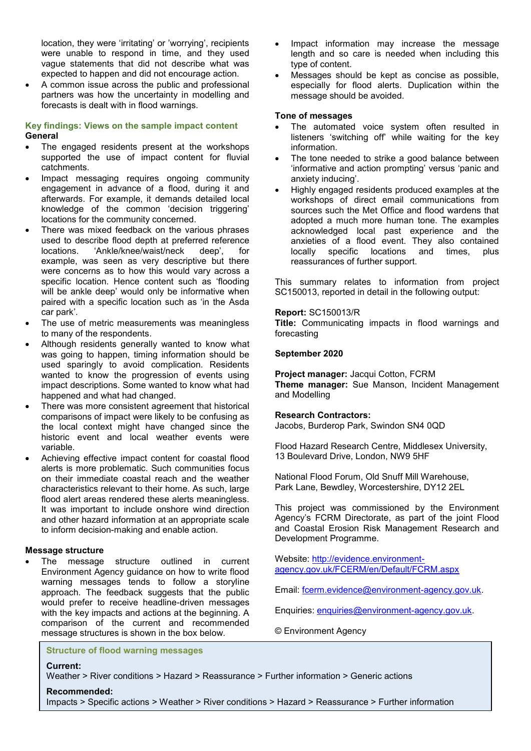location, they were 'irritating' or 'worrying', recipients were unable to respond in time, and they used vague statements that did not describe what was expected to happen and did not encourage action.

- A common issue across the public and professional partners was how the uncertainty in modelling and forecasts is dealt with in flood warnings.

## Key findings: Views on the sample impact content

### General

- The engaged residents present at the workshops supported the use of impact content for fluvial catchments.
- Impact messaging requires ongoing community engagement in advance of a flood, during it and afterwards. For example, it demands detailed local knowledge of the common 'decision triggering' locations for the community concerned.
- There was mixed feedback on the various phrases used to describe flood depth at preferred reference locations. 'Ankle/knee/waist/neck deep', for example, was seen as very descriptive but there were concerns as to how this would vary across a specific location. Hence content such as 'flooding will be ankle deep' would only be informative when paired with a specific location such as 'in the Asda car park'.
- The use of metric measurements was meaningless to many of the respondents.
- Although residents generally wanted to know what was going to happen, timing information should be used sparingly to avoid complication. Residents wanted to know the progression of events using impact descriptions. Some wanted to know what had happened and what had changed.
- There was more consistent agreement that historical comparisons of impact were likely to be confusing as the local context might have changed since the historic event and local weather events were variable.
- Achieving effective impact content for coastal flood alerts is more problematic. Such communities focus on their immediate coastal reach and the weather characteristics relevant to their home. As such, large flood alert areas rendered these alerts meaningless. It was important to include onshore wind direction and other hazard information at an appropriate scale to inform decision-making and enable action.

### Message structure

- The message structure outlined in current Environment Agency guidance on how to write flood warning messages tends to follow a storyline approach. The feedback suggests that the public would prefer to receive headline-driven messages with the key impacts and actions at the beginning. A comparison of the current and recommended message structures is shown in the box below.
- Impact information may increase the message length and so care is needed when including this type of content.
- Messages should be kept as concise as possible, especially for flood alerts. Duplication within the message should be avoided.

### Tone of messages

- The automated voice system often resulted in listeners 'switching off' while waiting for the key information.
- The tone needed to strike a good balance between 'informative and action prompting' versus 'panic and anxiety inducing'.
- Highly engaged residents produced examples at the workshops of direct email communications from sources such the Met Office and flood wardens that adopted a much more human tone. The examples acknowledged local past experience and the anxieties of a flood event. They also contained locally specific locations and times, plus reassurances of further support.

This summary relates to information from project SC150013, reported in detail in the following output:

**Report:** SC150013/R
**Title:** Communicating impacts in flood warnings and forecasting

**September 2020**

**Project manager:** Jacqui Cotton, FCRM
**Theme manager:** Sue Manson, Incident Management and Modelling

**Research Contractors:**
Jacobs, Burderop Park, Swindon SN4 0QD

Flood Hazard Research Centre, Middlesex University, 13 Boulevard Drive, London, NW9 5HF

National Flood Forum, Old Snuff Mill Warehouse, Park Lane, Bewdley, Worcestershire, DY12 2EL

This project was commissioned by the Environment Agency's FCRM Directorate, as part of the joint Flood and Coastal Erosion Risk Management Research and Development Programme.

Website: [http://evidence.environment-agency.gov.uk/FCERM/en/Default/FCRM.aspx](http://evidence.environment-agency.gov.uk/FCERM/en/Default/FCRM.aspx)

Email: [fcerm.evidence@environment-agency.gov.uk](mailto:fcerm.evidence@environment-agency.gov.uk).

Enquiries: [enquiries@environment-agency.gov.uk](mailto:enquiries@environment-agency.gov.uk).

© Environment Agency

### Structure of flood warning messages

**Current:**
Weather > River conditions > Hazard > Reassurance > Further information > Generic actions

**Recommended:**
Impacts > Specific actions > Weather > River conditions > Hazard > Reassurance > Further information